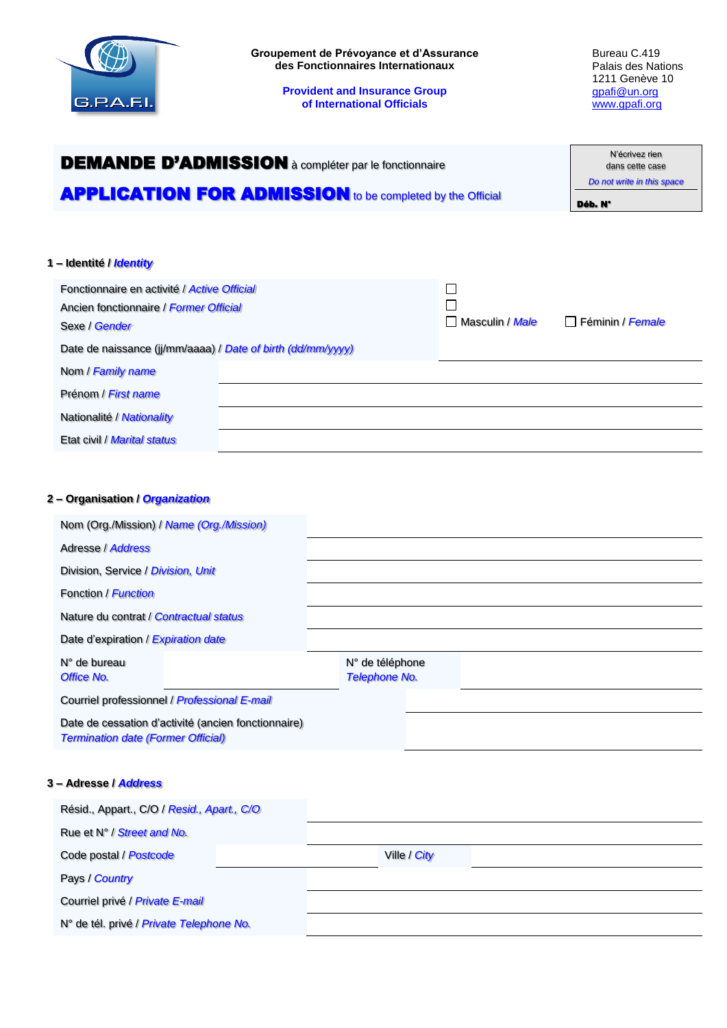G.P.A.F.I.

**Groupement de Prévoyance et d'Assurance des Fonctionnaires Internationaux**

**Provident and Insurance Group of International Officials**

Bureau C.419
Palais des Nations
1211 Genève 10
gpafi@un.org
www.gpafi.org

# DEMANDE D'ADMISSION à compléter par le fonctionnaire

# *APPLICATION FOR ADMISSION to be completed by the Official*

| N'écrivez rien dans cette case *Do not write in this space* |
| --- |
| **Déb. N°** |

## 1 – Identité / *Identity*

| | |
| --- | --- |
| Fonctionnaire en activité / *Active Official* | ☐ |
| Ancien fonctionnaire / *Former Official* | ☐ |
| Sexe / *Gender* | ☐ Masculin / *Male* ☐ Féminin / *Female* |
| Date de naissance (jj/mm/aaaa) / *Date of birth (dd/mm/yyyy)* | |
| Nom / *Family name* | |
| Prénom / *First name* | |
| Nationalité / *Nationality* | |
| Etat civil / *Marital status* | |

## 2 – Organisation / *Organization*

| | | | |
| --- | --- | --- | --- |
| Nom (Org./Mission) / *Name (Org./Mission)* | | | |
| Adresse / *Address* | | | |
| Division, Service / *Division, Unit* | | | |
| Fonction / *Function* | | | |
| Nature du contrat / *Contractual status* | | | |
| Date d'expiration / *Expiration date* | | | |
| N° de bureau *Office No.* | | N° de téléphone *Telephone No.* | |
| Courriel professionnel / *Professional E-mail* | | | |
| Date de cessation d'activité (ancien fonctionnaire) *Termination date (Former Official)* | | | |

## 3 – Adresse / *Address*

| | | | |
| --- | --- | --- | --- |
| Résid., Appart., C/O / *Resid., Apart., C/O* | | | |
| Rue et N° / *Street and No.* | | | |
| Code postal / *Postcode* | | Ville / *City* | |
| Pays / *Country* | | | |
| Courriel privé / *Private E-mail* | | | |
| N° de tél. privé / *Private Telephone No.* | | | |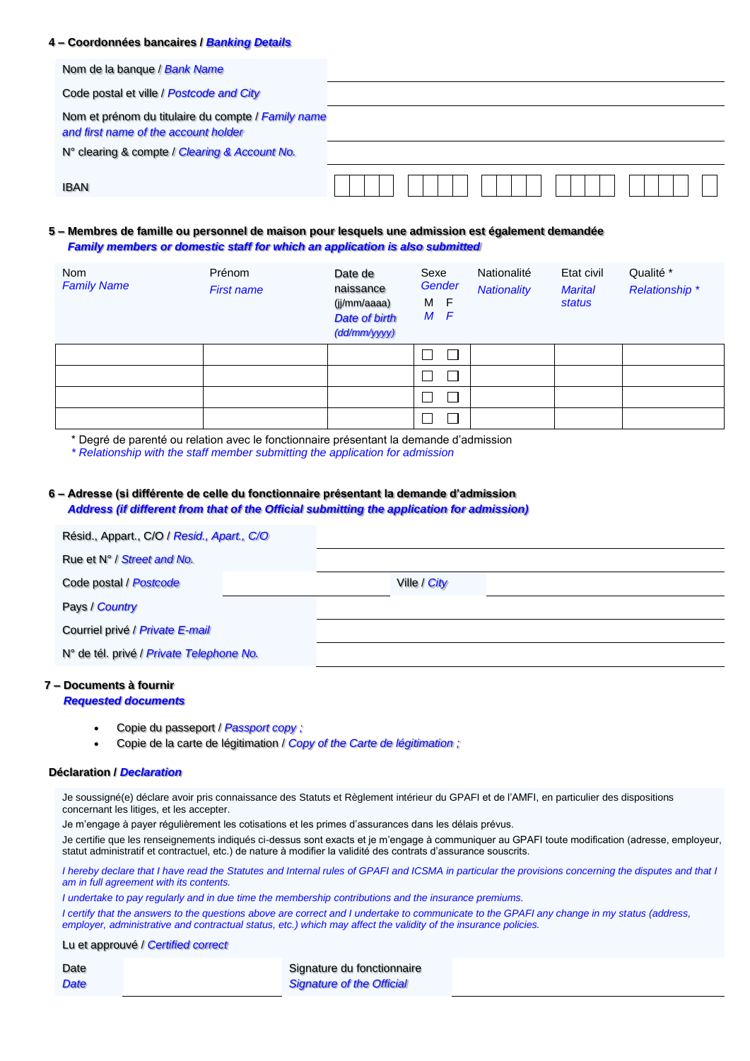#### 4 – Coordonnées bancaires / *Banking Details*

| | |
|---|---|
| Nom de la banque / *Bank Name* | |
| Code postal et ville / *Postcode and City* | |
| Nom et prénom du titulaire du compte / *Family name and first name of the account holder* | |
| N° clearing & compte / *Clearing & Account No.* | |
| IBAN | |

#### 5 – Membres de famille ou personnel de maison pour lesquels une admission est également demandée
***Family members or domestic staff for which an application is also submitted***

| Nom *Family Name* | Prénom *First name* | Date de naissance (jj/mm/aaaa) *Date of birth (dd/mm/yyyy)* | Sexe *Gender* M F *M F* | Nationalité *Nationality* | Etat civil *Marital status* | Qualité * *Relationship ** |
|---|---|---|---|---|---|---|
| | | | ☐ ☐ | | | |
| | | | ☐ ☐ | | | |
| | | | ☐ ☐ | | | |
| | | | ☐ ☐ | | | |

\* Degré de parenté ou relation avec le fonctionnaire présentant la demande d'admission
*\* Relationship with the staff member submitting the application for admission*

#### 6 – Adresse (si différente de celle du fonctionnaire présentant la demande d'admission)
***Address (if different from that of the Official submitting the application for admission)***

| | | | |
|---|---|---|---|
| Résid., Appart., C/O / *Resid., Apart., C/O* | | | |
| Rue et N° / *Street and No.* | | | |
| Code postal / *Postcode* | | Ville / *City* | |
| Pays / *Country* | | | |
| Courriel privé / *Private E-mail* | | | |
| N° de tél. privé / *Private Telephone No.* | | | |

#### 7 – Documents à fournir
***Requested documents***

- Copie du passeport / *Passport copy ;*
- Copie de la carte de légitimation / *Copy of the Carte de légitimation ;*

#### Déclaration / *Declaration*

Je soussigné(e) déclare avoir pris connaissance des Statuts et Règlement intérieur du GPAFI et de l'AMFI, en particulier des dispositions concernant les litiges, et les accepter.

Je m'engage à payer régulièrement les cotisations et les primes d'assurances dans les délais prévus.

Je certifie que les renseignements indiqués ci-dessus sont exacts et je m'engage à communiquer au GPAFI toute modification (adresse, employeur, statut administratif et contractuel, etc.) de nature à modifier la validité des contrats d'assurance souscrits.

*I hereby declare that I have read the Statutes and Internal rules of GPAFI and ICSMA in particular the provisions concerning the disputes and that I am in full agreement with its contents.*

*I undertake to pay regularly and in due time the membership contributions and the insurance premiums.*

*I certify that the answers to the questions above are correct and I undertake to communicate to the GPAFI any change in my status (address, employer, administrative and contractual status, etc.) which may affect the validity of the insurance policies.*

Lu et approuvé / *Certified correct*

| | | | |
|---|---|---|---|
| Date *Date* | | Signature du fonctionnaire *Signature of the Official* | |